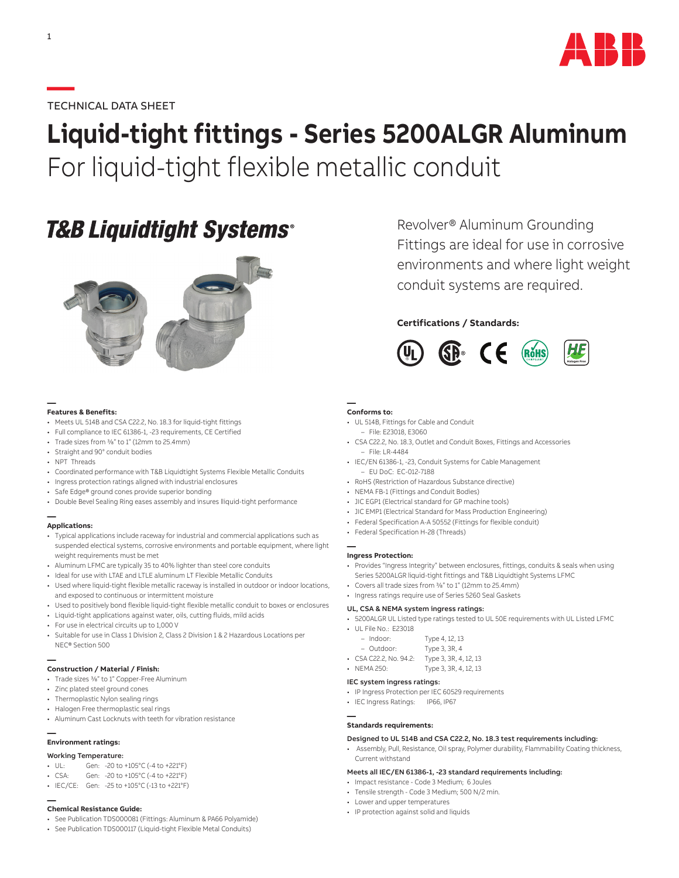TECHNICAL DATA SHEET

# Liquid-tight fittings - Series 5200ALGR Aluminum

For liquid-tight flexible metallic conduit

**T&B Liquidtight Systems®**

Revolver® Aluminum Grounding Fittings are ideal for use in corrosive environments and where light weight conduit systems are required.

**Certifications / Standards:**

### Features & Benefits:

- Meets UL 514B and CSA C22.2, No. 18.3 for liquid-tight fittings
- Full compliance to IEC 61386-1, -23 requirements, CE Certified
- Trade sizes from ⅜" to 1" (12mm to 25.4mm)
- Straight and 90° conduit bodies
- NPT Threads
- Coordinated performance with T&B Liquidtight Systems Flexible Metallic Conduits
- Ingress protection ratings aligned with industrial enclosures
- Safe Edge® ground cones provide superior bonding
- Double Bevel Sealing Ring eases assembly and insures lliquid-tight performance

### Applications:

- Typical applications include raceway for industrial and commercial applications such as suspended electrical systems, corrosive environments and portable equipment, where light weight requirements must be met
- Aluminum LFMC are typically 35 to 40% lighter than steel core conduits
- Ideal for use with LTAE and LTLE aluminum LT Flexible Metallic Conduits
- Used where liquid-tight flexible metallic raceway is installed in outdoor or indoor locations, and exposed to continuous or intermittent moisture
- Used to positively bond flexible liquid-tight flexible metallic conduit to boxes or enclosures
- Liquid-tight applications against water, oils, cutting fluids, mild acids
- For use in electrical circuits up to 1,000 V
- Suitable for use in Class 1 Division 2, Class 2 Division 1 & 2 Hazardous Locations per NEC® Section 500

### Construction / Material / Finish:

- Trade sizes ⅜" to 1" Copper-Free Aluminum
- Zinc plated steel ground cones
- Thermoplastic Nylon sealing rings
- Halogen Free thermoplastic seal rings
- Aluminum Cast Locknuts with teeth for vibration resistance

### Environment ratings:

**Working Temperature:**

- UL: Gen: -20 to +105°C (-4 to +221°F)
- CSA: Gen: -20 to +105°C (-4 to +221°F)
- IEC/CE: Gen: -25 to +105°C (-13 to +221°F)

### Chemical Resistance Guide:

- See Publication TDS000081 (Fittings: Aluminum & PA66 Polyamide)
- See Publication TDS000117 (Liquid-tight Flexible Metal Conduits)

### Conforms to:

- UL 514B, Fittings for Cable and Conduit
  - File: E23018, E3060
- CSA C22.2, No. 18.3, Outlet and Conduit Boxes, Fittings and Accessories
  - File: LR-4484
- IEC/EN 61386-1, -23, Conduit Systems for Cable Management
  - EU DoC: EC-012-7188
- RoHS (Restriction of Hazardous Substance directive)
- NEMA FB-1 (Fittings and Conduit Bodies)
- JIC EGP1 (Electrical standard for GP machine tools)
- JIC EMP1 (Electrical Standard for Mass Production Engineering)
- Federal Specification A-A 50552 (Fittings for flexible conduit)
- Federal Specification H-28 (Threads)

### Ingress Protection:

- Provides "Ingress Integrity" between enclosures, fittings, conduits & seals when using Series 5200ALGR liquid-tight fittings and T&B Liquidtight Systems LFMC
- Covers all trade sizes from ⅜" to 1" (12mm to 25.4mm)
- Ingress ratings require use of Series 5260 Seal Gaskets

**UL, CSA & NEMA system ingress ratings:**

- 5200ALGR UL Listed type ratings tested to UL 50E requirements with UL Listed LFMC
- UL File No.: E23018
  - Indoor: Type 4, 12, 13
  - Outdoor: Type 3, 3R, 4
- CSA C22.2, No. 94.2: Type 3, 3R, 4, 12, 13
- NEMA 250: Type 3, 3R, 4, 12, 13

**IEC system ingress ratings:**

- IP Ingress Protection per IEC 60529 requirements
- IEC Ingress Ratings: IP66, IP67

### Standards requirements:

**Designed to UL 514B and CSA C22.2, No. 18.3 test requirements including:**

- Assembly, Pull, Resistance, Oil spray, Polymer durability, Flammability Coating thickness, Current withstand

**Meets all IEC/EN 61386-1, -23 standard requirements including:**

- Impact resistance - Code 3 Medium; 6 Joules
- Tensile strength - Code 3 Medium; 500 N/2 min.
- Lower and upper temperatures
- IP protection against solid and liquids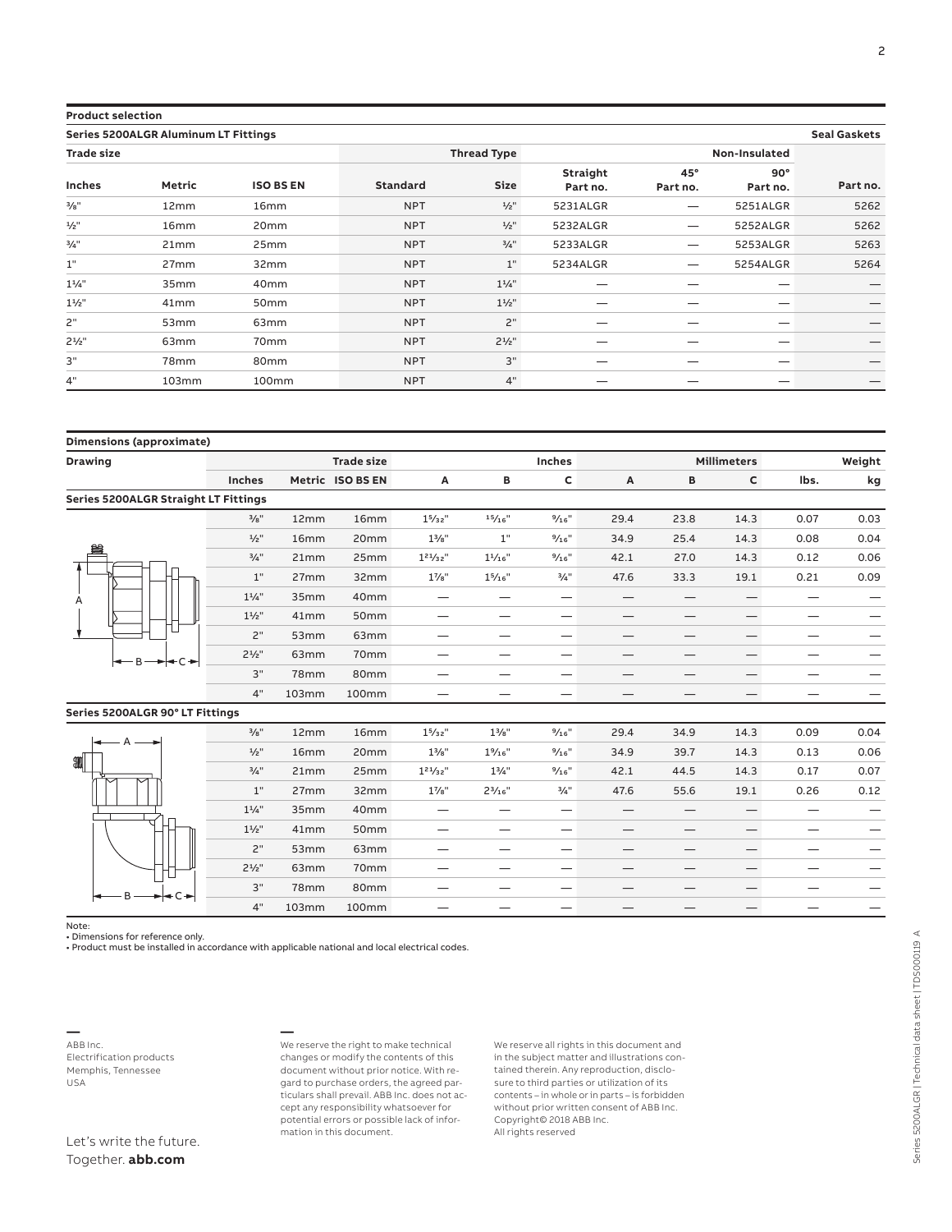## Product selection

| Series 5200ALGR Aluminum LT Fittings | | | | | | | | Seal Gaskets |
|---|---|---|---|---|---|---|---|---|
| Trade size | | | Thread Type | | Non-Insulated | | | |
| Inches | Metric | ISO BS EN | Standard | Size | Straight Part no. | 45° Part no. | 90° Part no. | Part no. |
| ⅜" | 12mm | 16mm | NPT | ½" | 5231ALGR | — | 5251ALGR | 5262 |
| ½" | 16mm | 20mm | NPT | ½" | 5232ALGR | — | 5252ALGR | 5262 |
| ¾" | 21mm | 25mm | NPT | ¾" | 5233ALGR | — | 5253ALGR | 5263 |
| 1" | 27mm | 32mm | NPT | 1" | 5234ALGR | — | 5254ALGR | 5264 |
| 1¼" | 35mm | 40mm | NPT | 1¼" | — | — | — | — |
| 1½" | 41mm | 50mm | NPT | 1½" | — | — | — | — |
| 2" | 53mm | 63mm | NPT | 2" | — | — | — | — |
| 2½" | 63mm | 70mm | NPT | 2½" | — | — | — | — |
| 3" | 78mm | 80mm | NPT | 3" | — | — | — | — |
| 4" | 103mm | 100mm | NPT | 4" | — | — | — | — |

## Dimensions (approximate)

| Drawing | Trade size | | | Inches | | | Millimeters | | | Weight | |
|---|---|---|---|---|---|---|---|---|---|---|---|
| | Inches | Metric | ISO BS EN | A | B | C | A | B | C | lbs. | kg |
| **Series 5200ALGR Straight LT Fittings** | | | | | | | | | | | |
| | ⅜" | 12mm | 16mm | 1⁵⁄₃₂" | ¹⁵⁄₁₆" | ⁹⁄₁₆" | 29.4 | 23.8 | 14.3 | 0.07 | 0.03 |
| | ½" | 16mm | 20mm | 1⅜" | 1" | ⁹⁄₁₆" | 34.9 | 25.4 | 14.3 | 0.08 | 0.04 |
| | ¾" | 21mm | 25mm | 1²¹⁄₃₂" | 1¹⁄₁₆" | ⁹⁄₁₆" | 42.1 | 27.0 | 14.3 | 0.12 | 0.06 |
| | 1" | 27mm | 32mm | 1⅞" | 1⁵⁄₁₆" | ¾" | 47.6 | 33.3 | 19.1 | 0.21 | 0.09 |
| | 1¼" | 35mm | 40mm | — | — | — | — | — | — | — | — |
| | 1½" | 41mm | 50mm | — | — | — | — | — | — | — | — |
| | 2" | 53mm | 63mm | — | — | — | — | — | — | — | — |
| | 2½" | 63mm | 70mm | — | — | — | — | — | — | — | — |
| | 3" | 78mm | 80mm | — | — | — | — | — | — | — | — |
| | 4" | 103mm | 100mm | — | — | — | — | — | — | — | — |
| **Series 5200ALGR 90° LT Fittings** | | | | | | | | | | | |
| | ⅜" | 12mm | 16mm | 1⁵⁄₃₂" | 1⅜" | ⁹⁄₁₆" | 29.4 | 34.9 | 14.3 | 0.09 | 0.04 |
| | ½" | 16mm | 20mm | 1⅜" | 1⁹⁄₁₆" | ⁹⁄₁₆" | 34.9 | 39.7 | 14.3 | 0.13 | 0.06 |
| | ¾" | 21mm | 25mm | 1²¹⁄₃₂" | 1¾" | ⁹⁄₁₆" | 42.1 | 44.5 | 14.3 | 0.17 | 0.07 |
| | 1" | 27mm | 32mm | 1⅞" | 2³⁄₁₆" | ¾" | 47.6 | 55.6 | 19.1 | 0.26 | 0.12 |
| | 1¼" | 35mm | 40mm | — | — | — | — | — | — | — | — |
| | 1½" | 41mm | 50mm | — | — | — | — | — | — | — | — |
| | 2" | 53mm | 63mm | — | — | — | — | — | — | — | — |
| | 2½" | 63mm | 70mm | — | — | — | — | — | — | — | — |
| | 3" | 78mm | 80mm | — | — | — | — | — | — | — | — |
| | 4" | 103mm | 100mm | — | — | — | — | — | — | — | — |

Note:
- Dimensions for reference only.
- Product must be installed in accordance with applicable national and local electrical codes.

ABB Inc.
Electrification products
Memphis, Tennessee
USA

We reserve the right to make technical changes or modify the contents of this document without prior notice. With regard to purchase orders, the agreed particulars shall prevail. ABB Inc. does not accept any responsibility whatsoever for potential errors or possible lack of information in this document.

We reserve all rights in this document and in the subject matter and illustrations contained therein. Any reproduction, disclosure to third parties or utilization of its contents – in whole or in parts – is forbidden without prior written consent of ABB Inc. Copyright© 2018 ABB Inc. All rights reserved

Let's write the future.
Together. **abb.com**